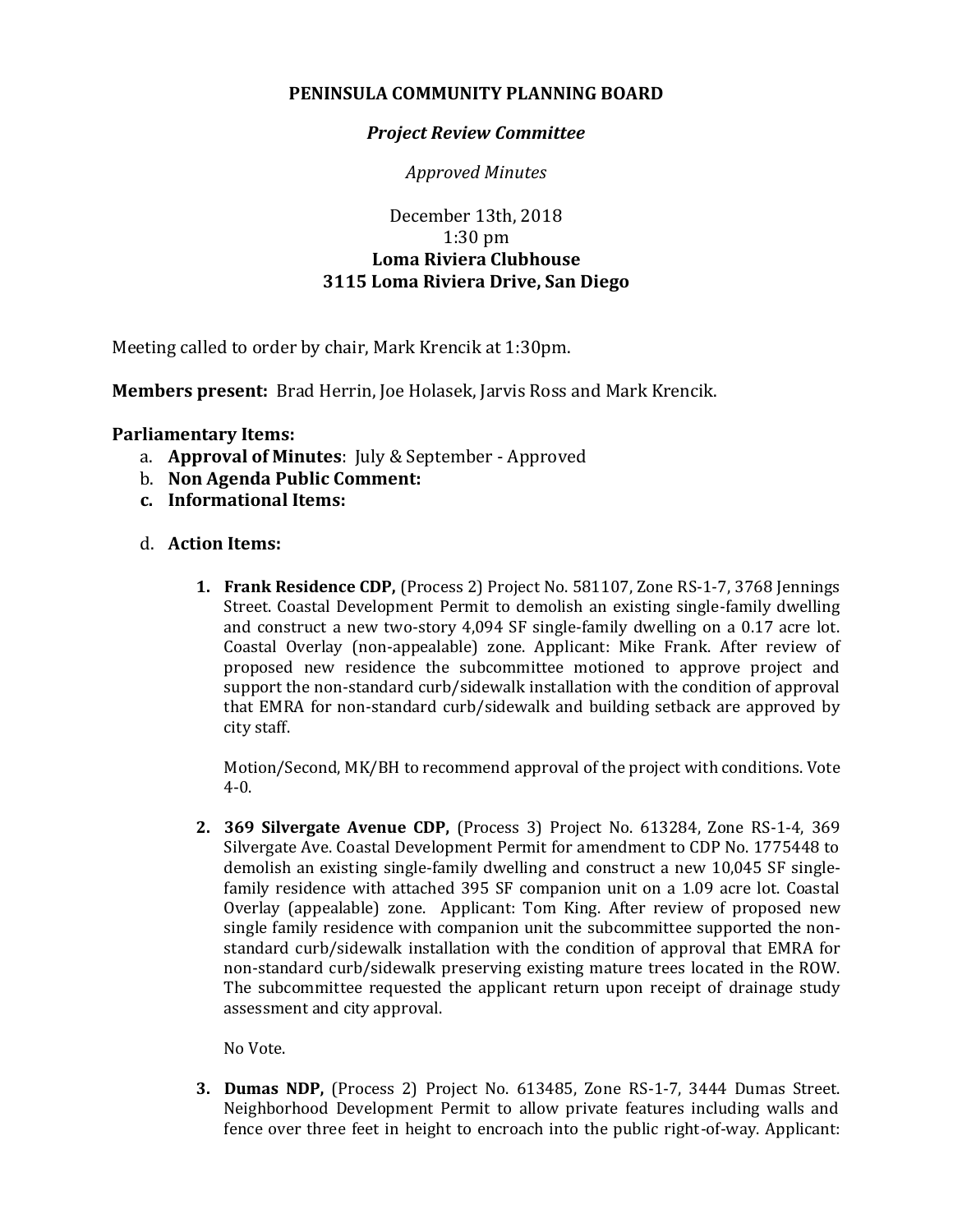**PENINSULA COMMUNITY PLANNING BOARD**

***Project Review Committee***

*Approved Minutes*

December 13th, 2018
1:30 pm
**Loma Riviera Clubhouse**
**3115 Loma Riviera Drive, San Diego**

Meeting called to order by chair, Mark Krencik at 1:30pm.

**Members present:** Brad Herrin, Joe Holasek, Jarvis Ross and Mark Krencik.

**Parliamentary Items:**

a. **Approval of Minutes**: July & September - Approved
b. **Non Agenda Public Comment:**
c. **Informational Items:**

d. **Action Items:**

1. **Frank Residence CDP,** (Process 2) Project No. 581107, Zone RS-1-7, 3768 Jennings Street. Coastal Development Permit to demolish an existing single-family dwelling and construct a new two-story 4,094 SF single-family dwelling on a 0.17 acre lot. Coastal Overlay (non-appealable) zone. Applicant: Mike Frank. After review of proposed new residence the subcommittee motioned to approve project and support the non-standard curb/sidewalk installation with the condition of approval that EMRA for non-standard curb/sidewalk and building setback are approved by city staff.

   Motion/Second, MK/BH to recommend approval of the project with conditions. Vote 4-0.

2. **369 Silvergate Avenue CDP,** (Process 3) Project No. 613284, Zone RS-1-4, 369 Silvergate Ave. Coastal Development Permit for amendment to CDP No. 1775448 to demolish an existing single-family dwelling and construct a new 10,045 SF single-family residence with attached 395 SF companion unit on a 1.09 acre lot. Coastal Overlay (appealable) zone. Applicant: Tom King. After review of proposed new single family residence with companion unit the subcommittee supported the non-standard curb/sidewalk installation with the condition of approval that EMRA for non-standard curb/sidewalk preserving existing mature trees located in the ROW. The subcommittee requested the applicant return upon receipt of drainage study assessment and city approval.

   No Vote.

3. **Dumas NDP,** (Process 2) Project No. 613485, Zone RS-1-7, 3444 Dumas Street. Neighborhood Development Permit to allow private features including walls and fence over three feet in height to encroach into the public right-of-way. Applicant: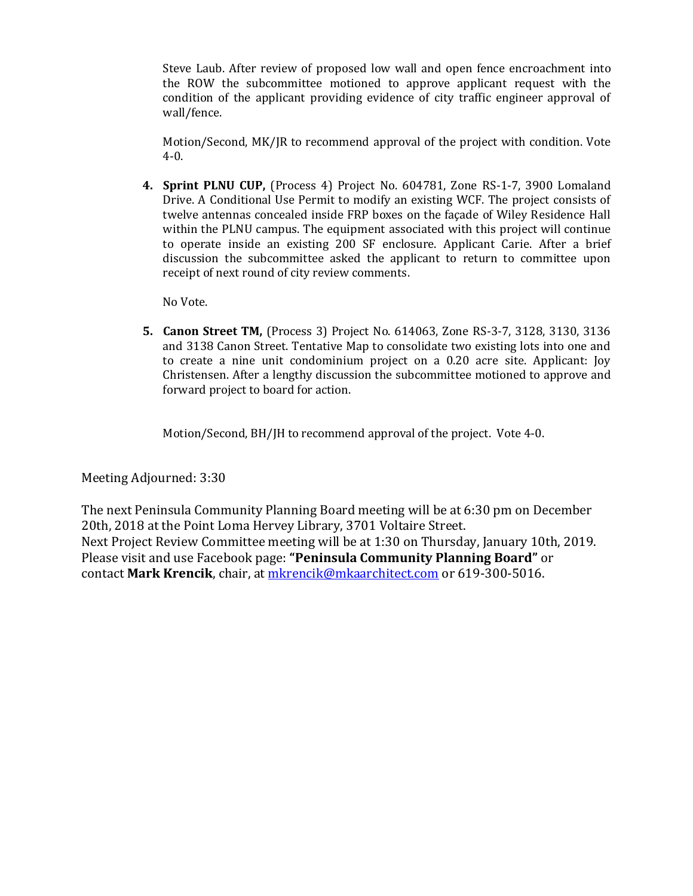Steve Laub. After review of proposed low wall and open fence encroachment into the ROW the subcommittee motioned to approve applicant request with the condition of the applicant providing evidence of city traffic engineer approval of wall/fence.

Motion/Second, MK/JR to recommend approval of the project with condition. Vote 4-0.

4. **Sprint PLNU CUP,** (Process 4) Project No. 604781, Zone RS-1-7, 3900 Lomaland Drive. A Conditional Use Permit to modify an existing WCF. The project consists of twelve antennas concealed inside FRP boxes on the façade of Wiley Residence Hall within the PLNU campus. The equipment associated with this project will continue to operate inside an existing 200 SF enclosure. Applicant Carie. After a brief discussion the subcommittee asked the applicant to return to committee upon receipt of next round of city review comments.

   No Vote.

5. **Canon Street TM,** (Process 3) Project No. 614063, Zone RS-3-7, 3128, 3130, 3136 and 3138 Canon Street. Tentative Map to consolidate two existing lots into one and to create a nine unit condominium project on a 0.20 acre site. Applicant: Joy Christensen. After a lengthy discussion the subcommittee motioned to approve and forward project to board for action.

   Motion/Second, BH/JH to recommend approval of the project. Vote 4-0.

Meeting Adjourned: 3:30

The next Peninsula Community Planning Board meeting will be at 6:30 pm on December 20th, 2018 at the Point Loma Hervey Library, 3701 Voltaire Street.
Next Project Review Committee meeting will be at 1:30 on Thursday, January 10th, 2019.
Please visit and use Facebook page: **"Peninsula Community Planning Board"** or contact **Mark Krencik**, chair, at mkrencik@mkaarchitect.com or 619-300-5016.